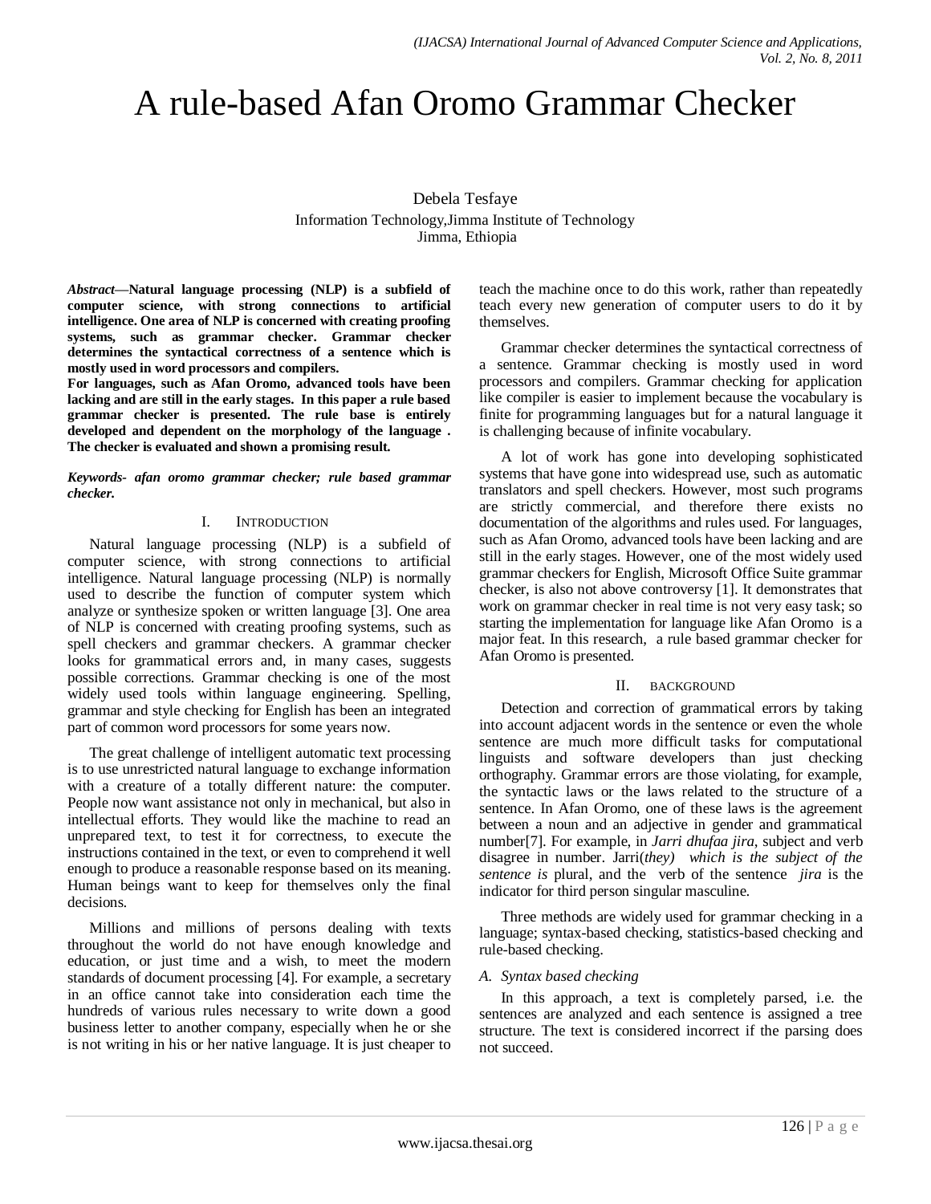# A rule-based Afan Oromo Grammar Checker

Debela Tesfaye
Information Technology,Jimma Institute of Technology
Jimma, Ethiopia

***Abstract*—Natural language processing (NLP) is a subfield of computer science, with strong connections to artificial intelligence. One area of NLP is concerned with creating proofing systems, such as grammar checker. Grammar checker determines the syntactical correctness of a sentence which is mostly used in word processors and compilers.**

**For languages, such as Afan Oromo, advanced tools have been lacking and are still in the early stages. In this paper a rule based grammar checker is presented. The rule base is entirely developed and dependent on the morphology of the language . The checker is evaluated and shown a promising result.**

***Keywords- afan oromo grammar checker; rule based grammar checker.***

## I. INTRODUCTION

Natural language processing (NLP) is a subfield of computer science, with strong connections to artificial intelligence. Natural language processing (NLP) is normally used to describe the function of computer system which analyze or synthesize spoken or written language [3]. One area of NLP is concerned with creating proofing systems, such as spell checkers and grammar checkers. A grammar checker looks for grammatical errors and, in many cases, suggests possible corrections. Grammar checking is one of the most widely used tools within language engineering. Spelling, grammar and style checking for English has been an integrated part of common word processors for some years now.

The great challenge of intelligent automatic text processing is to use unrestricted natural language to exchange information with a creature of a totally different nature: the computer. People now want assistance not only in mechanical, but also in intellectual efforts. They would like the machine to read an unprepared text, to test it for correctness, to execute the instructions contained in the text, or even to comprehend it well enough to produce a reasonable response based on its meaning. Human beings want to keep for themselves only the final decisions.

Millions and millions of persons dealing with texts throughout the world do not have enough knowledge and education, or just time and a wish, to meet the modern standards of document processing [4]. For example, a secretary in an office cannot take into consideration each time the hundreds of various rules necessary to write down a good business letter to another company, especially when he or she is not writing in his or her native language. It is just cheaper to teach the machine once to do this work, rather than repeatedly teach every new generation of computer users to do it by themselves.

Grammar checker determines the syntactical correctness of a sentence. Grammar checking is mostly used in word processors and compilers. Grammar checking for application like compiler is easier to implement because the vocabulary is finite for programming languages but for a natural language it is challenging because of infinite vocabulary.

A lot of work has gone into developing sophisticated systems that have gone into widespread use, such as automatic translators and spell checkers. However, most such programs are strictly commercial, and therefore there exists no documentation of the algorithms and rules used. For languages, such as Afan Oromo, advanced tools have been lacking and are still in the early stages. However, one of the most widely used grammar checkers for English, Microsoft Office Suite grammar checker, is also not above controversy [1]. It demonstrates that work on grammar checker in real time is not very easy task; so starting the implementation for language like Afan Oromo is a major feat. In this research, a rule based grammar checker for Afan Oromo is presented.

## II. BACKGROUND

Detection and correction of grammatical errors by taking into account adjacent words in the sentence or even the whole sentence are much more difficult tasks for computational linguists and software developers than just checking orthography. Grammar errors are those violating, for example, the syntactic laws or the laws related to the structure of a sentence. In Afan Oromo, one of these laws is the agreement between a noun and an adjective in gender and grammatical number[7]. For example, in *Jarri dhufaa jira*, subject and verb disagree in number. Jarri(*they) which is the subject of the sentence is* plural, and the verb of the sentence *jira* is the indicator for third person singular masculine.

Three methods are widely used for grammar checking in a language; syntax-based checking, statistics-based checking and rule-based checking.

### *A. Syntax based checking*

In this approach, a text is completely parsed, i.e. the sentences are analyzed and each sentence is assigned a tree structure. The text is considered incorrect if the parsing does not succeed.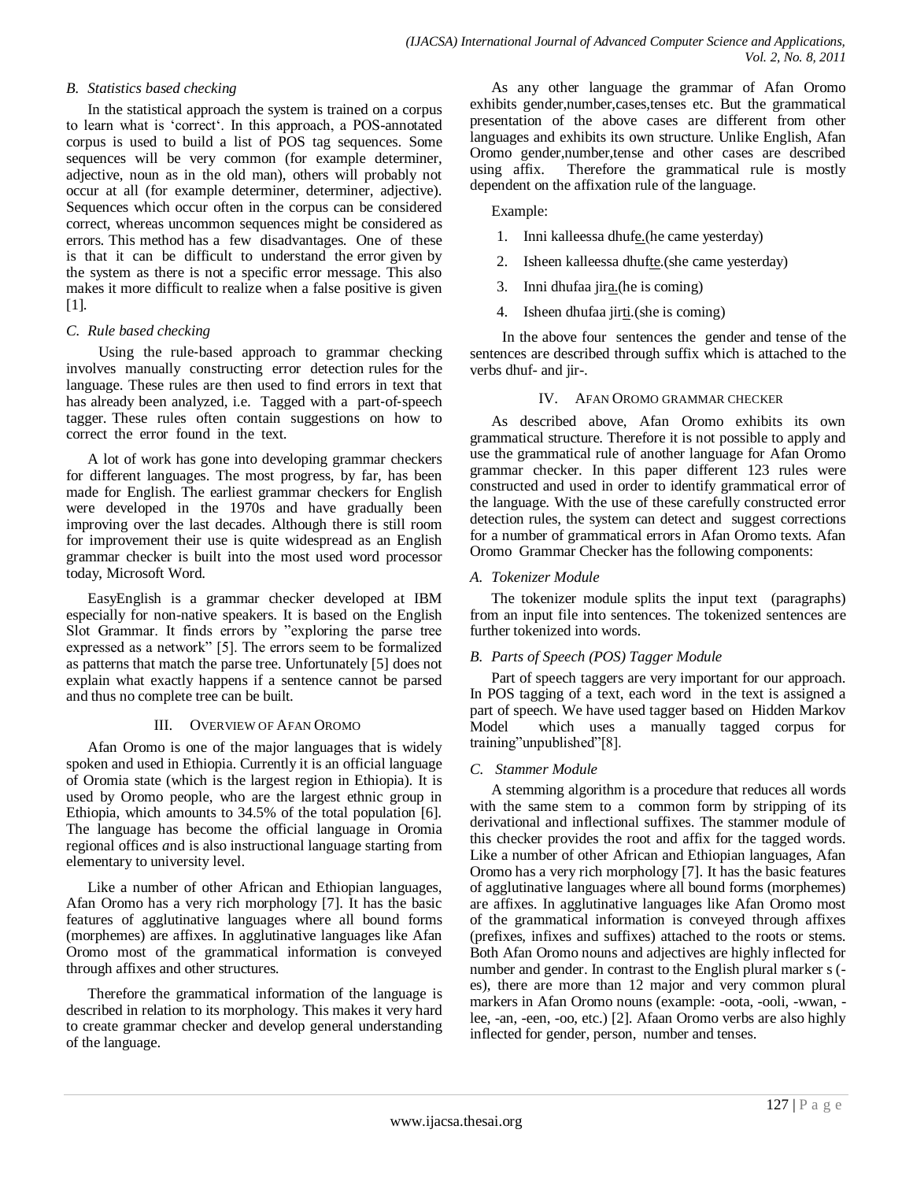### B. Statistics based checking

In the statistical approach the system is trained on a corpus to learn what is 'correct'. In this approach, a POS-annotated corpus is used to build a list of POS tag sequences. Some sequences will be very common (for example determiner, adjective, noun as in the old man), others will probably not occur at all (for example determiner, determiner, adjective). Sequences which occur often in the corpus can be considered correct, whereas uncommon sequences might be considered as errors. This method has a few disadvantages. One of these is that it can be difficult to understand the error given by the system as there is not a specific error message. This also makes it more difficult to realize when a false positive is given [1].

### C. Rule based checking

Using the rule-based approach to grammar checking involves manually constructing error detection rules for the language. These rules are then used to find errors in text that has already been analyzed, i.e. Tagged with a part-of-speech tagger. These rules often contain suggestions on how to correct the error found in the text.

A lot of work has gone into developing grammar checkers for different languages. The most progress, by far, has been made for English. The earliest grammar checkers for English were developed in the 1970s and have gradually been improving over the last decades. Although there is still room for improvement their use is quite widespread as an English grammar checker is built into the most used word processor today, Microsoft Word.

EasyEnglish is a grammar checker developed at IBM especially for non-native speakers. It is based on the English Slot Grammar. It finds errors by "exploring the parse tree expressed as a network" [5]. The errors seem to be formalized as patterns that match the parse tree. Unfortunately [5] does not explain what exactly happens if a sentence cannot be parsed and thus no complete tree can be built.

## III. Overview of Afan Oromo

Afan Oromo is one of the major languages that is widely spoken and used in Ethiopia. Currently it is an official language of Oromia state (which is the largest region in Ethiopia). It is used by Oromo people, who are the largest ethnic group in Ethiopia, which amounts to 34.5% of the total population [6]. The language has become the official language in Oromia regional offices and is also instructional language starting from elementary to university level.

Like a number of other African and Ethiopian languages, Afan Oromo has a very rich morphology [7]. It has the basic features of agglutinative languages where all bound forms (morphemes) are affixes. In agglutinative languages like Afan Oromo most of the grammatical information is conveyed through affixes and other structures.

Therefore the grammatical information of the language is described in relation to its morphology. This makes it very hard to create grammar checker and develop general understanding of the language.

As any other language the grammar of Afan Oromo exhibits gender,number,cases,tenses etc. But the grammatical presentation of the above cases are different from other languages and exhibits its own structure. Unlike English, Afan Oromo gender,number,tense and other cases are described using affix. Therefore the grammatical rule is mostly dependent on the affixation rule of the language.

Example:

1. Inni kalleessa dhuf<u>e.</u>(he came yesterday)
2. Isheen kalleessa dhuf<u>te</u>.(she came yesterday)
3. Inni dhufaa jir<u>a.</u>(he is coming)
4. Isheen dhufaa jir<u>ti</u>.(she is coming)

In the above four sentences the gender and tense of the sentences are described through suffix which is attached to the verbs dhuf- and jir-.

## IV. Afan Oromo Grammar Checker

As described above, Afan Oromo exhibits its own grammatical structure. Therefore it is not possible to apply and use the grammatical rule of another language for Afan Oromo grammar checker. In this paper different 123 rules were constructed and used in order to identify grammatical error of the language. With the use of these carefully constructed error detection rules, the system can detect and suggest corrections for a number of grammatical errors in Afan Oromo texts. Afan Oromo Grammar Checker has the following components:

### A. Tokenizer Module

The tokenizer module splits the input text (paragraphs) from an input file into sentences. The tokenized sentences are further tokenized into words.

### B. Parts of Speech (POS) Tagger Module

Part of speech taggers are very important for our approach. In POS tagging of a text, each word in the text is assigned a part of speech. We have used tagger based on Hidden Markov Model which uses a manually tagged corpus for training"unpublished"[8].

### C. Stammer Module

A stemming algorithm is a procedure that reduces all words with the same stem to a common form by stripping of its derivational and inflectional suffixes. The stammer module of this checker provides the root and affix for the tagged words. Like a number of other African and Ethiopian languages, Afan Oromo has a very rich morphology [7]. It has the basic features of agglutinative languages where all bound forms (morphemes) are affixes. In agglutinative languages like Afan Oromo most of the grammatical information is conveyed through affixes (prefixes, infixes and suffixes) attached to the roots or stems. Both Afan Oromo nouns and adjectives are highly inflected for number and gender. In contrast to the English plural marker s (-es), there are more than 12 major and very common plural markers in Afan Oromo nouns (example: -oota, -ooli, -wwan, -lee, -an, -een, -oo, etc.) [2]. Afaan Oromo verbs are also highly inflected for gender, person, number and tenses.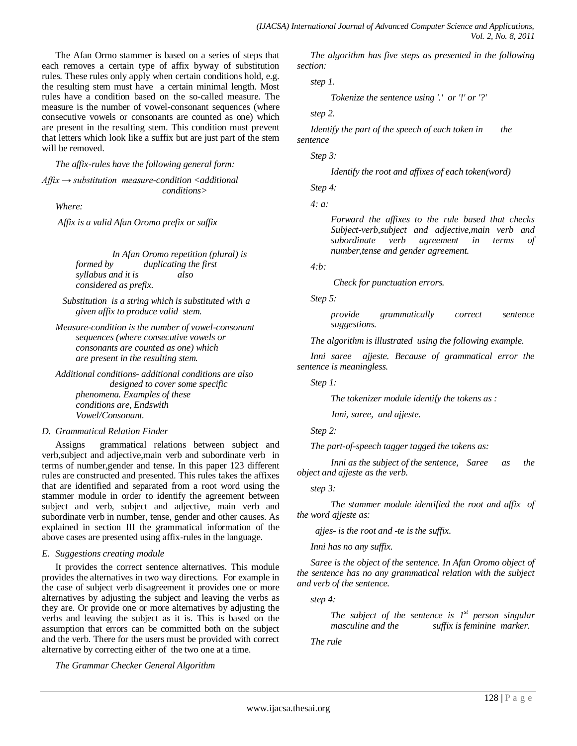The Afan Ormo stammer is based on a series of steps that each removes a certain type of affix byway of substitution rules. These rules only apply when certain conditions hold, e.g. the resulting stem must have a certain minimal length. Most rules have a condition based on the so-called measure. The measure is the number of vowel-consonant sequences (where consecutive vowels or consonants are counted as one) which are present in the resulting stem. This condition must prevent that letters which look like a suffix but are just part of the stem will be removed.

*The affix-rules have the following general form:*

*Affix → substitution measure-condition <additional conditions>*

*Where:*

*Affix is a valid Afan Oromo prefix or suffix*

*In Afan Oromo repetition (plural) is formed by duplicating the first syllabus and it is also considered as prefix.*

*Substitution is a string which is substituted with a given affix to produce valid stem.*

*Measure-condition is the number of vowel-consonant sequences (where consecutive vowels or consonants are counted as one) which are present in the resulting stem.*

*Additional conditions- additional conditions are also designed to cover some specific phenomena. Examples of these conditions are, Endswith Vowel/Consonant.*

### D. Grammatical Relation Finder

Assigns grammatical relations between subject and verb,subject and adjective,main verb and subordinate verb in terms of number,gender and tense. In this paper 123 different rules are constructed and presented. This rules takes the affixes that are identified and separated from a root word using the stammer module in order to identify the agreement between subject and verb, subject and adjective, main verb and subordinate verb in number, tense, gender and other causes. As explained in section III the grammatical information of the above cases are presented using affix-rules in the language.

### E. Suggestions creating module

It provides the correct sentence alternatives. This module provides the alternatives in two way directions. For example in the case of subject verb disagreement it provides one or more alternatives by adjusting the subject and leaving the verbs as they are. Or provide one or more alternatives by adjusting the verbs and leaving the subject as it is. This is based on the assumption that errors can be committed both on the subject and the verb. There for the users must be provided with correct alternative by correcting either of the two one at a time.

*The Grammar Checker General Algorithm*

*The algorithm has five steps as presented in the following section:*

*step 1.*

*Tokenize the sentence using '.' or '!' or '?'*

*step 2.*

*Identify the part of the speech of each token in the sentence*

*Step 3:*

*Identify the root and affixes of each token(word)*

*Step 4:*

*4: a:*

*Forward the affixes to the rule based that checks Subject-verb,subject and adjective,main verb and subordinate verb agreement in terms of number,tense and gender agreement.*

*4:b:*

*Check for punctuation errors.*

*Step 5:*

*provide grammatically correct sentence suggestions.*

*The algorithm is illustrated using the following example.*

*Inni saree ajjeste. Because of grammatical error the sentence is meaningless.*

*Step 1:*

*The tokenizer module identify the tokens as :*

*Inni, saree, and ajjeste.*

*Step 2:*

*The part-of-speech tagger tagged the tokens as:*

*Inni as the subject of the sentence, Saree as the object and ajjeste as the verb.*

*step 3:*

*The stammer module identified the root and affix of the word ajjeste as:*

*ajjes- is the root and -te is the suffix.*

*Inni has no any suffix.*

*Saree is the object of the sentence. In Afan Oromo object of the sentence has no any grammatical relation with the subject and verb of the sentence.*

*step 4:*

*The subject of the sentence is 1st person singular masculine and the suffix is feminine marker.*

*The rule*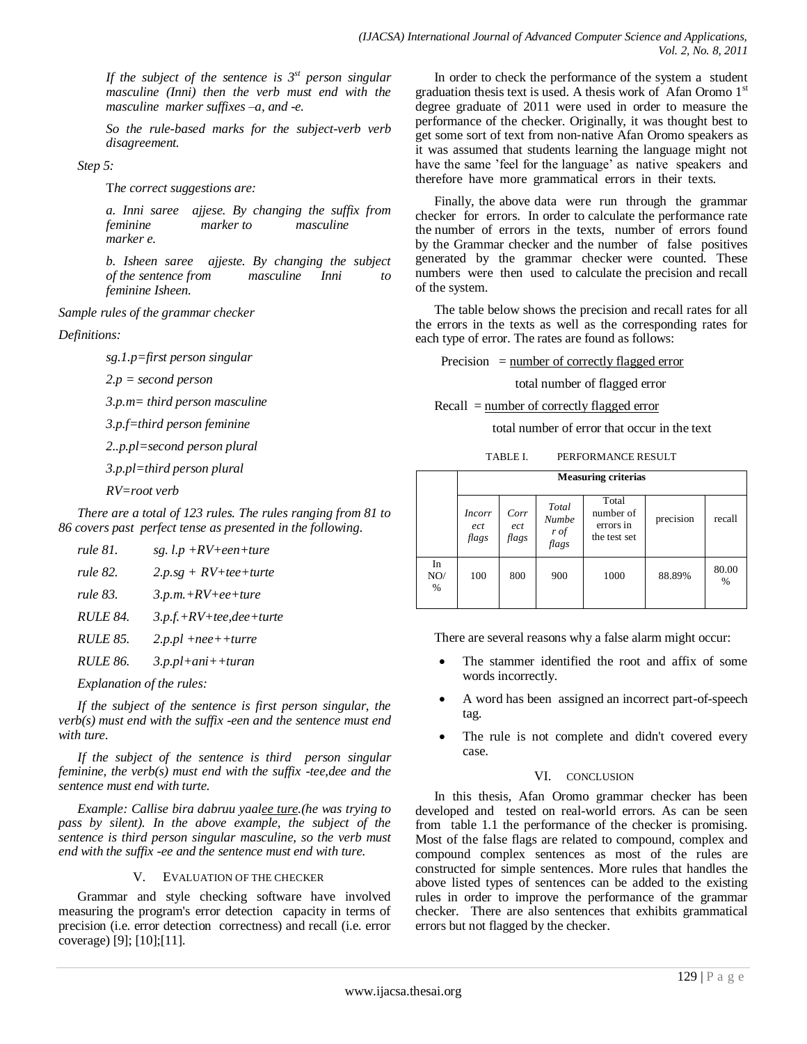*If the subject of the sentence is 3rd person singular masculine (Inni) then the verb must end with the masculine marker suffixes –a, and -e.*

*So the rule-based marks for the subject-verb verb disagreement.*

*Step 5:*

T*he correct suggestions are:*

*a. Inni saree ajjese. By changing the suffix from feminine marker to masculine marker e.*

*b. Isheen saree ajjeste. By changing the subject of the sentence from masculine Inni to feminine Isheen.*

*Sample rules of the grammar checker*

*Definitions:*

*sg.1.p=first person singular*

*2.p = second person*

*3.p.m= third person masculine*

*3.p.f=third person feminine*

*2..p.pl=second person plural*

*3.p.pl=third person plural*

*RV=root verb*

*There are a total of 123 rules. The rules ranging from 81 to 86 covers past perfect tense as presented in the following.*

*rule 81.* *sg. l.p +RV+een+ture*

*rule 82.* *2.p.sg + RV+tee+turte*

*rule 83.* *3.p.m.+RV+ee+ture*

*RULE 84.* *3.p.f.+RV+tee,dee+turte*

*RULE 85.* *2.p.pl +nee++turre*

*RULE 86.* *3.p.pl+ani++turan*

*Explanation of the rules:*

*If the subject of the sentence is first person singular, the verb(s) must end with the suffix -een and the sentence must end with ture.*

*If the subject of the sentence is third person singular feminine, the verb(s) must end with the suffix -tee,dee and the sentence must end with turte.*

*Example: Callise bira dabruu yaalee ture.(he was trying to pass by silent). In the above example, the subject of the sentence is third person singular masculine, so the verb must end with the suffix -ee and the sentence must end with ture.*

## V. Evaluation of the Checker

Grammar and style checking software have involved measuring the program's error detection capacity in terms of precision (i.e. error detection correctness) and recall (i.e. error coverage) [9]; [10];[11].

In order to check the performance of the system a student graduation thesis text is used. A thesis work of Afan Oromo 1st degree graduate of 2011 were used in order to measure the performance of the checker. Originally, it was thought best to get some sort of text from non-native Afan Oromo speakers as it was assumed that students learning the language might not have the same 'feel for the language' as native speakers and therefore have more grammatical errors in their texts.

Finally, the above data were run through the grammar checker for errors. In order to calculate the performance rate the number of errors in the texts, number of errors found by the Grammar checker and the number of false positives generated by the grammar checker were counted. These numbers were then used to calculate the precision and recall of the system.

The table below shows the precision and recall rates for all the errors in the texts as well as the corresponding rates for each type of error. The rates are found as follows:

$$\text{Precision} = \frac{\text{number of correctly flagged error}}{\text{total number of flagged error}}$$

$$\text{Recall} = \frac{\text{number of correctly flagged error}}{\text{total number of error that occur in the text}}$$

TABLE I. PERFORMANCE RESULT

| | Measuring criterias | | | | | |
|---|---|---|---|---|---|---|
| | *Incorrect flags* | *Correct flags* | *Total Number of flags* | Total number of errors in the test set | precision | recall |
| In NO/ % | 100 | 800 | 900 | 1000 | 88.89% | 80.00 % |

There are several reasons why a false alarm might occur:

- The stammer identified the root and affix of some words incorrectly.
- A word has been assigned an incorrect part-of-speech tag.
- The rule is not complete and didn't covered every case.

## VI. Conclusion

In this thesis, Afan Oromo grammar checker has been developed and tested on real-world errors. As can be seen from table 1.1 the performance of the checker is promising. Most of the false flags are related to compound, complex and compound complex sentences as most of the rules are constructed for simple sentences. More rules that handles the above listed types of sentences can be added to the existing rules in order to improve the performance of the grammar checker. There are also sentences that exhibits grammatical errors but not flagged by the checker.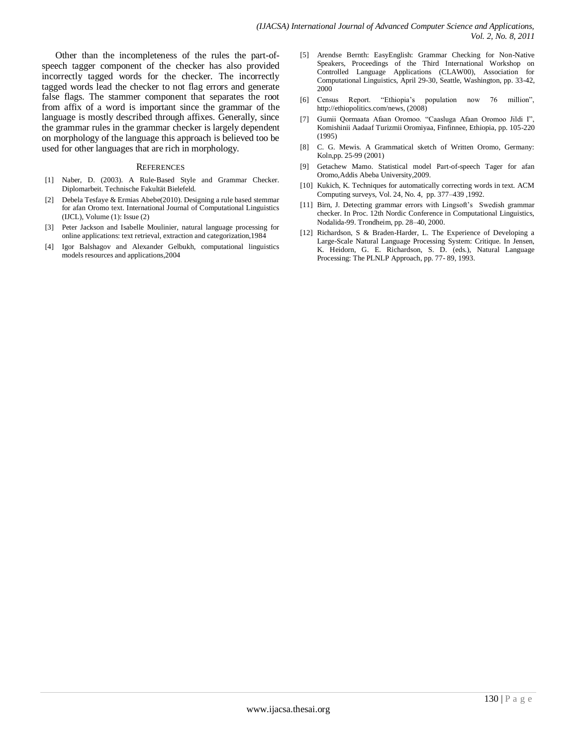Other than the incompleteness of the rules the part-of-speech tagger component of the checker has also provided incorrectly tagged words for the checker. The incorrectly tagged words lead the checker to not flag errors and generate false flags. The stammer component that separates the root from affix of a word is important since the grammar of the language is mostly described through affixes. Generally, since the grammar rules in the grammar checker is largely dependent on morphology of the language this approach is believed too be used for other languages that are rich in morphology.

## REFERENCES

[1] Naber, D. (2003). A Rule-Based Style and Grammar Checker. Diplomarbeit. Technische Fakultät Bielefeld.

[2] Debela Tesfaye & Ermias Abebe(2010). Designing a rule based stemmar for afan Oromo text. International Journal of Computational Linguistics (IJCL), Volume (1): Issue (2)

[3] Peter Jackson and Isabelle Moulinier, natural language processing for online applications: text retrieval, extraction and categorization,1984

[4] Igor Balshagov and Alexander Gelbukh, computational linguistics models resources and applications,2004

[5] Arendse Bernth: EasyEnglish: Grammar Checking for Non-Native Speakers, Proceedings of the Third International Workshop on Controlled Language Applications (CLAW00), Association for Computational Linguistics, April 29-30, Seattle, Washington, pp. 33-42, 2000

[6] Census Report. "Ethiopia's population now 76 million", http://ethiopolitics.com/news, (2008)

[7] Gumii Qormaata Afaan Oromoo. "Caasluga Afaan Oromoo Jildi I", Komishinii Aadaaf Turizmii Oromiyaa, Finfinnee, Ethiopia, pp. 105-220 (1995)

[8] C. G. Mewis. A Grammatical sketch of Written Oromo, Germany: Koln,pp. 25-99 (2001)

[9] Getachew Mamo. Statistical model Part-of-speech Tager for afan Oromo,Addis Abeba University,2009.

[10] Kukich, K. Techniques for automatically correcting words in text. ACM Computing surveys, Vol. 24, No. 4, pp. 377–439 ,1992.

[11] Birn, J. Detecting grammar errors with Lingsoft's Swedish grammar checker. In Proc. 12th Nordic Conference in Computational Linguistics, Nodalida-99. Trondheim, pp. 28–40, 2000.

[12] Richardson, S & Braden-Harder, L. The Experience of Developing a Large-Scale Natural Language Processing System: Critique. In Jensen, K. Heidorn, G. E. Richardson, S. D. (eds.), Natural Language Processing: The PLNLP Approach, pp. 77- 89, 1993.